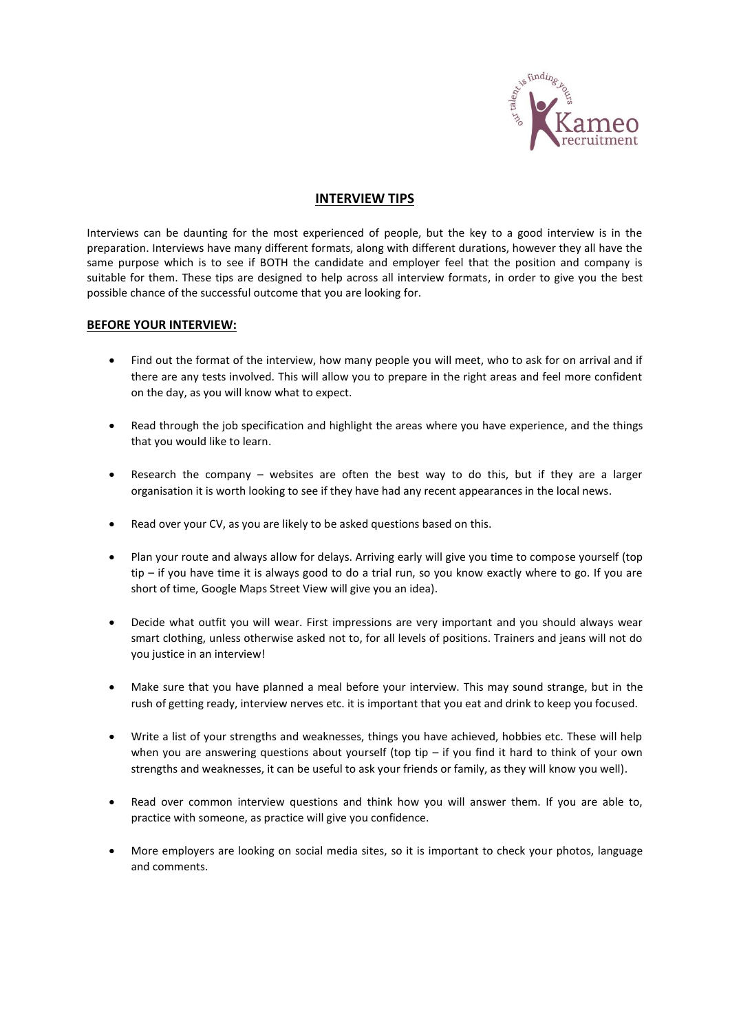# INTERVIEW TIPS

Interviews can be daunting for the most experienced of people, but the key to a good interview is in the preparation. Interviews have many different formats, along with different durations, however they all have the same purpose which is to see if BOTH the candidate and employer feel that the position and company is suitable for them. These tips are designed to help across all interview formats, in order to give you the best possible chance of the successful outcome that you are looking for.

## BEFORE YOUR INTERVIEW:

- Find out the format of the interview, how many people you will meet, who to ask for on arrival and if there are any tests involved. This will allow you to prepare in the right areas and feel more confident on the day, as you will know what to expect.

- Read through the job specification and highlight the areas where you have experience, and the things that you would like to learn.

- Research the company – websites are often the best way to do this, but if they are a larger organisation it is worth looking to see if they have had any recent appearances in the local news.

- Read over your CV, as you are likely to be asked questions based on this.

- Plan your route and always allow for delays. Arriving early will give you time to compose yourself (top tip – if you have time it is always good to do a trial run, so you know exactly where to go. If you are short of time, Google Maps Street View will give you an idea).

- Decide what outfit you will wear. First impressions are very important and you should always wear smart clothing, unless otherwise asked not to, for all levels of positions. Trainers and jeans will not do you justice in an interview!

- Make sure that you have planned a meal before your interview. This may sound strange, but in the rush of getting ready, interview nerves etc. it is important that you eat and drink to keep you focused.

- Write a list of your strengths and weaknesses, things you have achieved, hobbies etc. These will help when you are answering questions about yourself (top tip – if you find it hard to think of your own strengths and weaknesses, it can be useful to ask your friends or family, as they will know you well).

- Read over common interview questions and think how you will answer them. If you are able to, practice with someone, as practice will give you confidence.

- More employers are looking on social media sites, so it is important to check your photos, language and comments.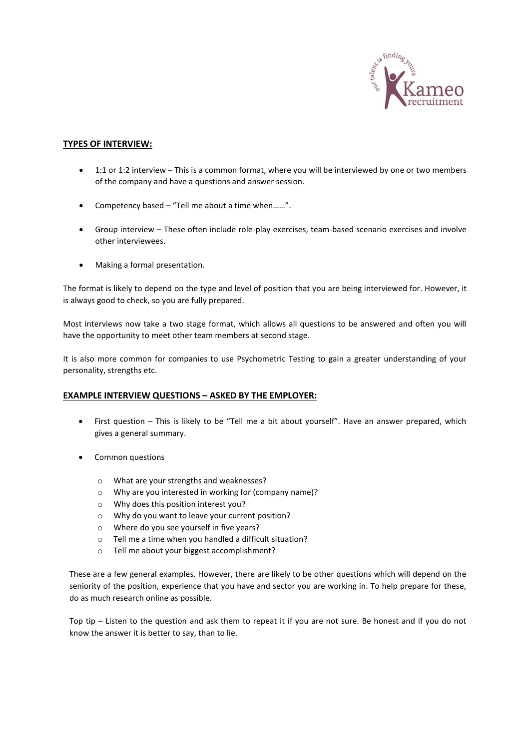## **TYPES OF INTERVIEW:**

- 1:1 or 1:2 interview – This is a common format, where you will be interviewed by one or two members of the company and have a questions and answer session.
- Competency based – "Tell me about a time when……".
- Group interview – These often include role-play exercises, team-based scenario exercises and involve other interviewees.
- Making a formal presentation.

The format is likely to depend on the type and level of position that you are being interviewed for. However, it is always good to check, so you are fully prepared.

Most interviews now take a two stage format, which allows all questions to be answered and often you will have the opportunity to meet other team members at second stage.

It is also more common for companies to use Psychometric Testing to gain a greater understanding of your personality, strengths etc.

## **EXAMPLE INTERVIEW QUESTIONS – ASKED BY THE EMPLOYER:**

- First question – This is likely to be "Tell me a bit about yourself". Have an answer prepared, which gives a general summary.
- Common questions
    - What are your strengths and weaknesses?
    - Why are you interested in working for (company name)?
    - Why does this position interest you?
    - Why do you want to leave your current position?
    - Where do you see yourself in five years?
    - Tell me a time when you handled a difficult situation?
    - Tell me about your biggest accomplishment?

These are a few general examples. However, there are likely to be other questions which will depend on the seniority of the position, experience that you have and sector you are working in. To help prepare for these, do as much research online as possible.

Top tip – Listen to the question and ask them to repeat it if you are not sure. Be honest and if you do not know the answer it is better to say, than to lie.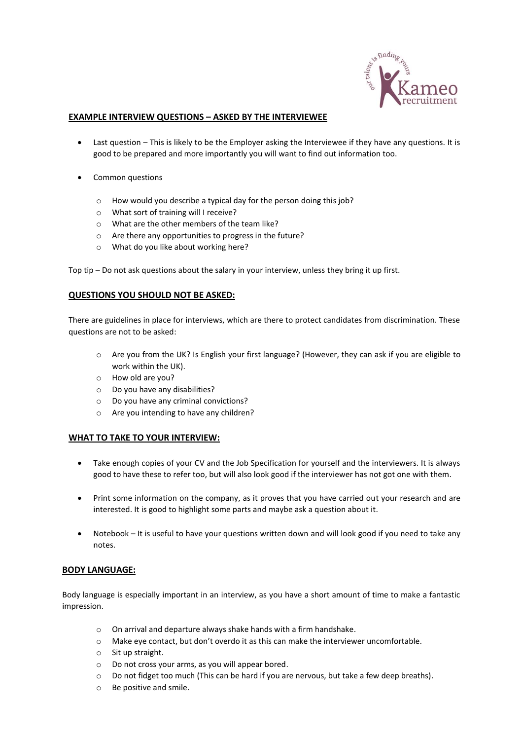## EXAMPLE INTERVIEW QUESTIONS – ASKED BY THE INTERVIEWEE

- Last question – This is likely to be the Employer asking the Interviewee if they have any questions. It is good to be prepared and more importantly you will want to find out information too.
- Common questions
  - How would you describe a typical day for the person doing this job?
  - What sort of training will I receive?
  - What are the other members of the team like?
  - Are there any opportunities to progress in the future?
  - What do you like about working here?

Top tip – Do not ask questions about the salary in your interview, unless they bring it up first.

## QUESTIONS YOU SHOULD NOT BE ASKED:

There are guidelines in place for interviews, which are there to protect candidates from discrimination. These questions are not to be asked:

- Are you from the UK? Is English your first language? (However, they can ask if you are eligible to work within the UK).
- How old are you?
- Do you have any disabilities?
- Do you have any criminal convictions?
- Are you intending to have any children?

## WHAT TO TAKE TO YOUR INTERVIEW:

- Take enough copies of your CV and the Job Specification for yourself and the interviewers. It is always good to have these to refer too, but will also look good if the interviewer has not got one with them.
- Print some information on the company, as it proves that you have carried out your research and are interested. It is good to highlight some parts and maybe ask a question about it.
- Notebook – It is useful to have your questions written down and will look good if you need to take any notes.

## BODY LANGUAGE:

Body language is especially important in an interview, as you have a short amount of time to make a fantastic impression.

- On arrival and departure always shake hands with a firm handshake.
- Make eye contact, but don't overdo it as this can make the interviewer uncomfortable.
- Sit up straight.
- Do not cross your arms, as you will appear bored.
- Do not fidget too much (This can be hard if you are nervous, but take a few deep breaths).
- Be positive and smile.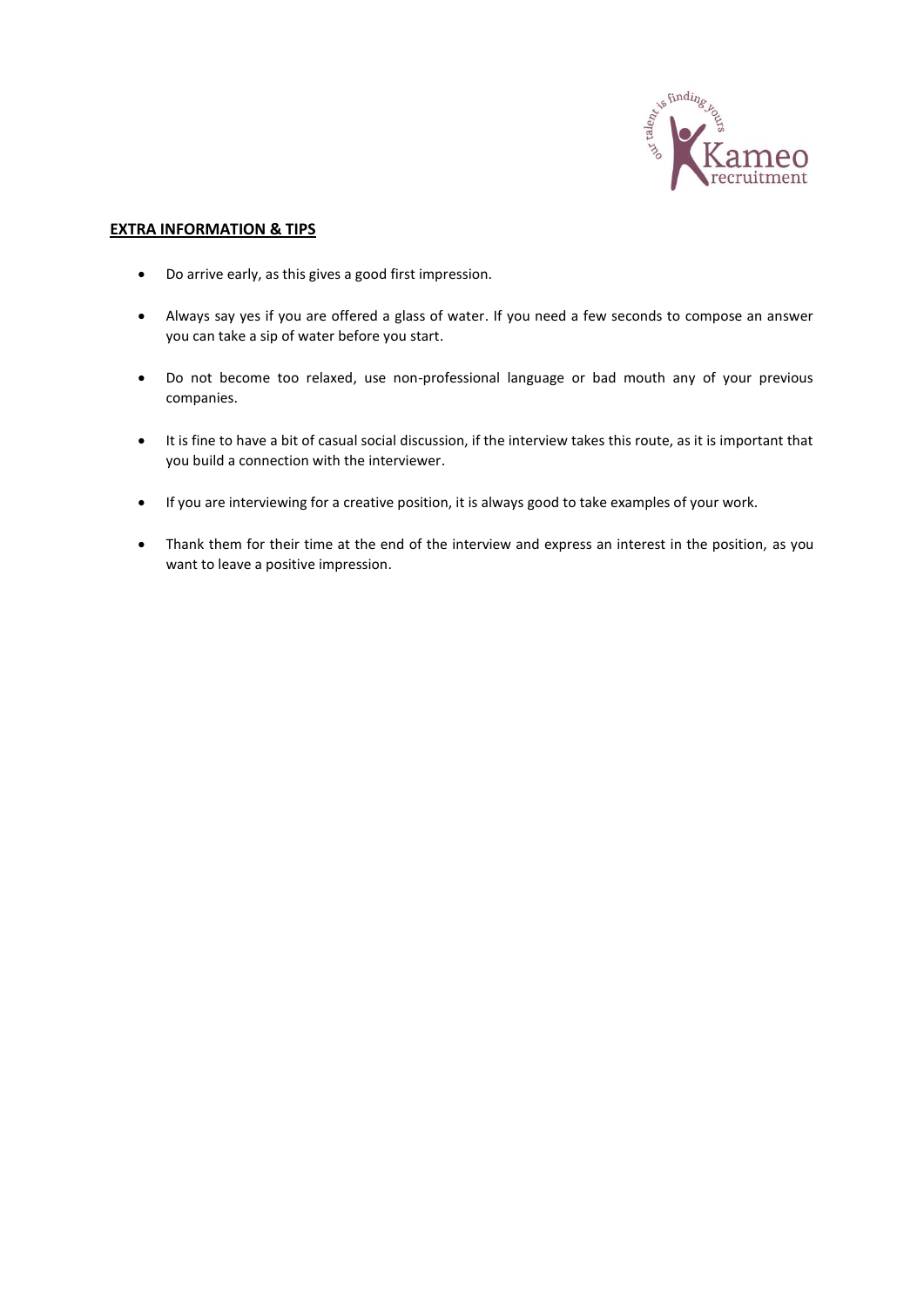**EXTRA INFORMATION & TIPS**

- Do arrive early, as this gives a good first impression.
- Always say yes if you are offered a glass of water. If you need a few seconds to compose an answer you can take a sip of water before you start.
- Do not become too relaxed, use non-professional language or bad mouth any of your previous companies.
- It is fine to have a bit of casual social discussion, if the interview takes this route, as it is important that you build a connection with the interviewer.
- If you are interviewing for a creative position, it is always good to take examples of your work.
- Thank them for their time at the end of the interview and express an interest in the position, as you want to leave a positive impression.